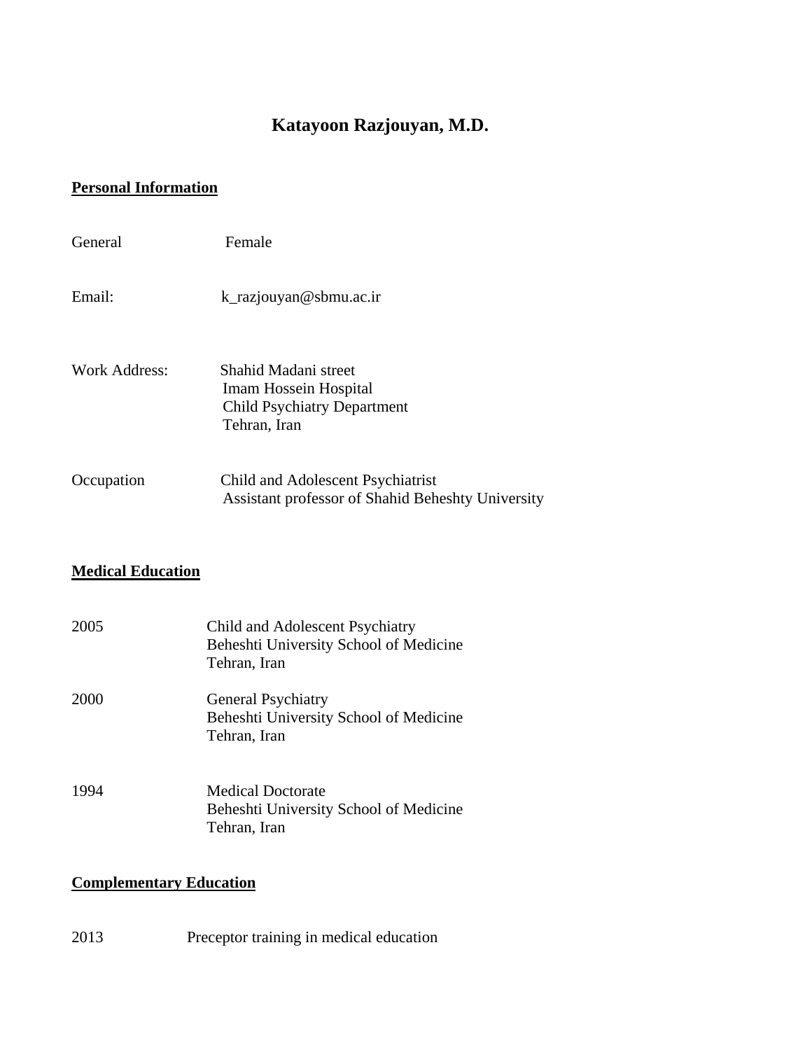# Katayoon Razjouyan, M.D.

## Personal Information

General Female

Email: k_razjouyan@sbmu.ac.ir

Work Address: Shahid Madani street
Imam Hossein Hospital
Child Psychiatry Department
Tehran, Iran

Occupation Child and Adolescent Psychiatrist
Assistant professor of Shahid Beheshty University

## Medical Education

2005 Child and Adolescent Psychiatry
Beheshti University School of Medicine
Tehran, Iran

2000 General Psychiatry
Beheshti University School of Medicine
Tehran, Iran

1994 Medical Doctorate
Beheshti University School of Medicine
Tehran, Iran

## Complementary Education

2013 Preceptor training in medical education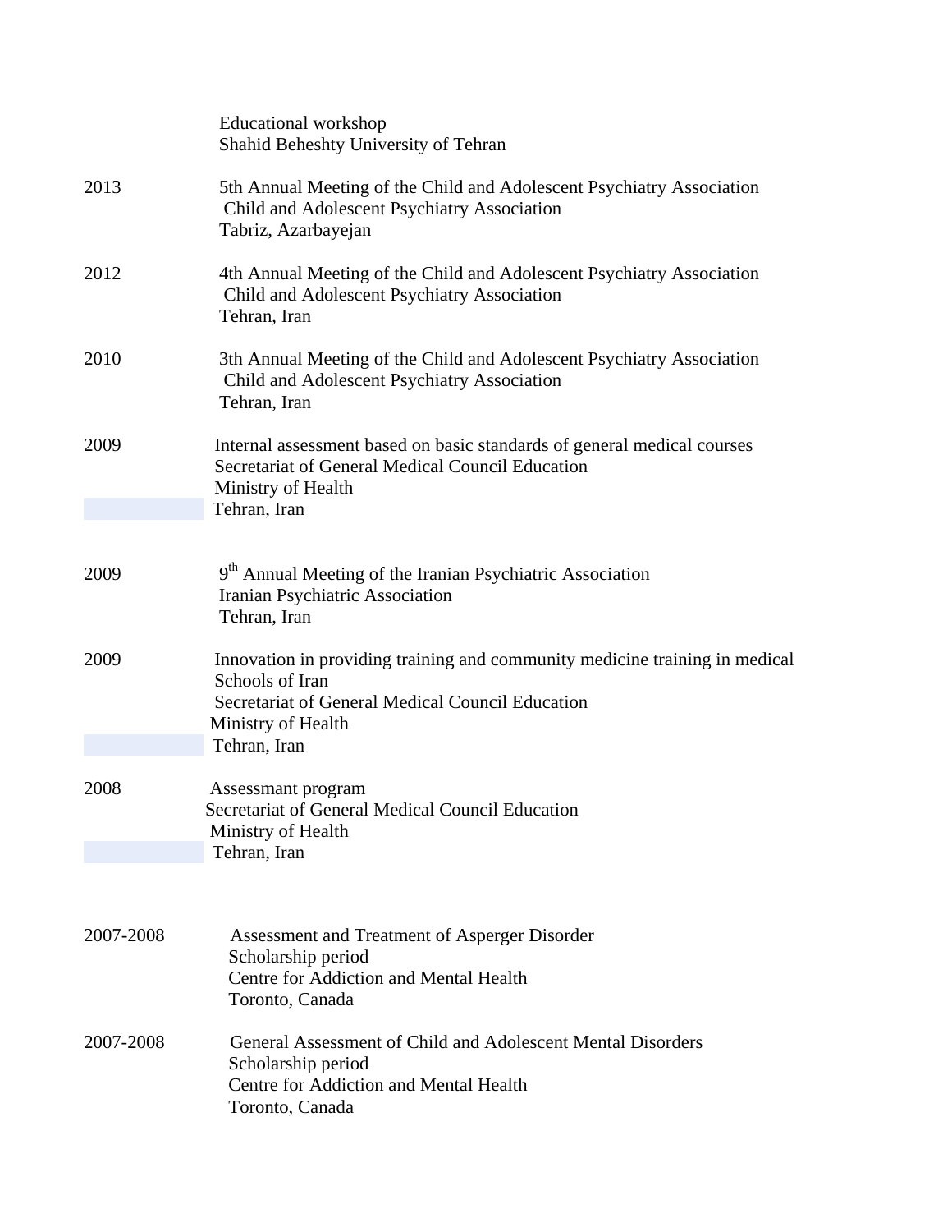Educational workshop
Shahid Beheshty University of Tehran

| | |
|---|---|
| 2013 | 5th Annual Meeting of the Child and Adolescent Psychiatry Association<br>Child and Adolescent Psychiatry Association<br>Tabriz, Azarbayejan |
| 2012 | 4th Annual Meeting of the Child and Adolescent Psychiatry Association<br>Child and Adolescent Psychiatry Association<br>Tehran, Iran |
| 2010 | 3th Annual Meeting of the Child and Adolescent Psychiatry Association<br>Child and Adolescent Psychiatry Association<br>Tehran, Iran |
| 2009 | Internal assessment based on basic standards of general medical courses<br>Secretariat of General Medical Council Education<br>Ministry of Health<br>Tehran, Iran |
| 2009 | 9th Annual Meeting of the Iranian Psychiatric Association<br>Iranian Psychiatric Association<br>Tehran, Iran |
| 2009 | Innovation in providing training and community medicine training in medical Schools of Iran<br>Secretariat of General Medical Council Education<br>Ministry of Health<br>Tehran, Iran |
| 2008 | Assessmant program<br>Secretariat of General Medical Council Education<br>Ministry of Health<br>Tehran, Iran |
| 2007-2008 | Assessment and Treatment of Asperger Disorder<br>Scholarship period<br>Centre for Addiction and Mental Health<br>Toronto, Canada |
| 2007-2008 | General Assessment of Child and Adolescent Mental Disorders<br>Scholarship period<br>Centre for Addiction and Mental Health<br>Toronto, Canada |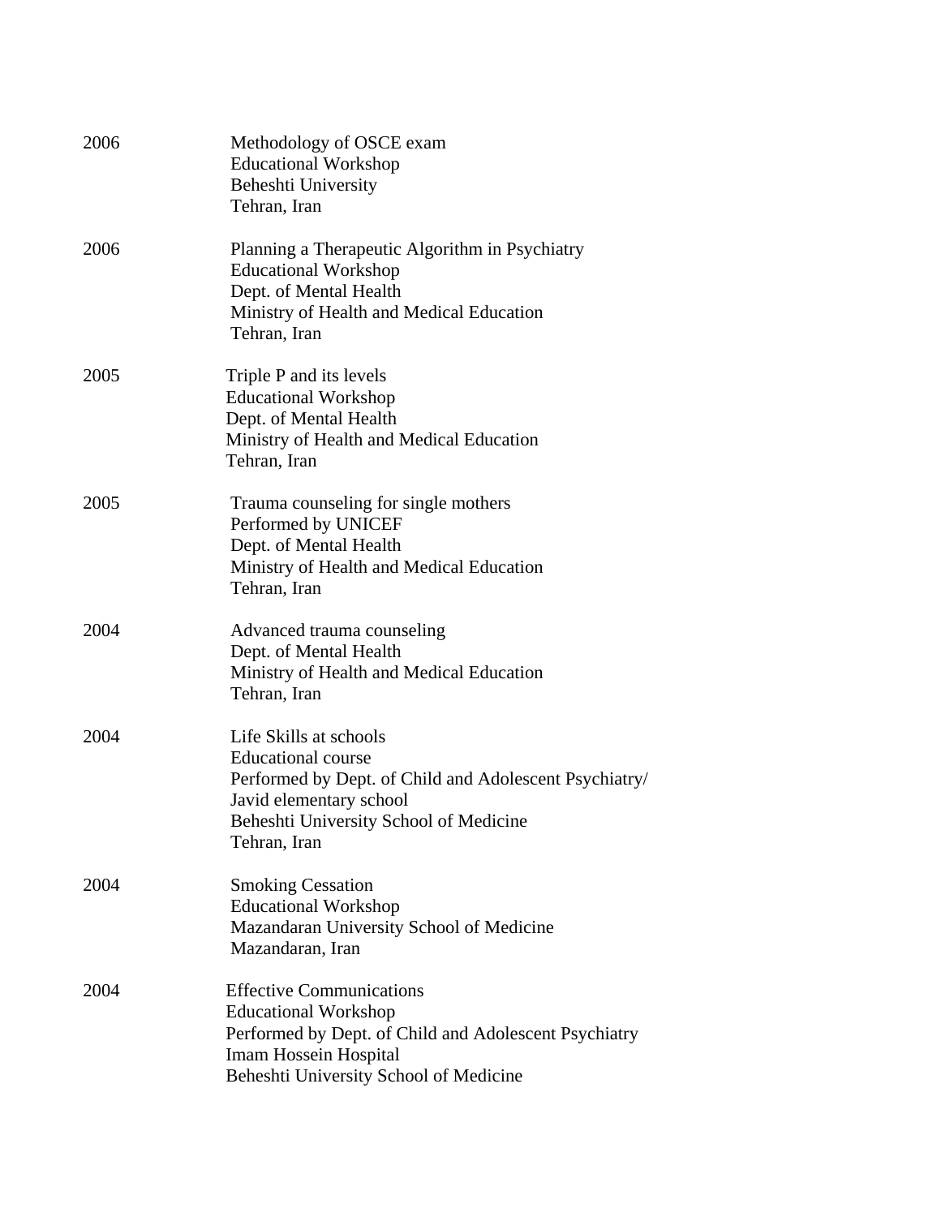2006 Methodology of OSCE exam
Educational Workshop
Beheshti University
Tehran, Iran

2006 Planning a Therapeutic Algorithm in Psychiatry
Educational Workshop
Dept. of Mental Health
Ministry of Health and Medical Education
Tehran, Iran

2005 Triple P and its levels
Educational Workshop
Dept. of Mental Health
Ministry of Health and Medical Education
Tehran, Iran

2005 Trauma counseling for single mothers
Performed by UNICEF
Dept. of Mental Health
Ministry of Health and Medical Education
Tehran, Iran

2004 Advanced trauma counseling
Dept. of Mental Health
Ministry of Health and Medical Education
Tehran, Iran

2004 Life Skills at schools
Educational course
Performed by Dept. of Child and Adolescent Psychiatry/
Javid elementary school
Beheshti University School of Medicine
Tehran, Iran

2004 Smoking Cessation
Educational Workshop
Mazandaran University School of Medicine
Mazandaran, Iran

2004 Effective Communications
Educational Workshop
Performed by Dept. of Child and Adolescent Psychiatry
Imam Hossein Hospital
Beheshti University School of Medicine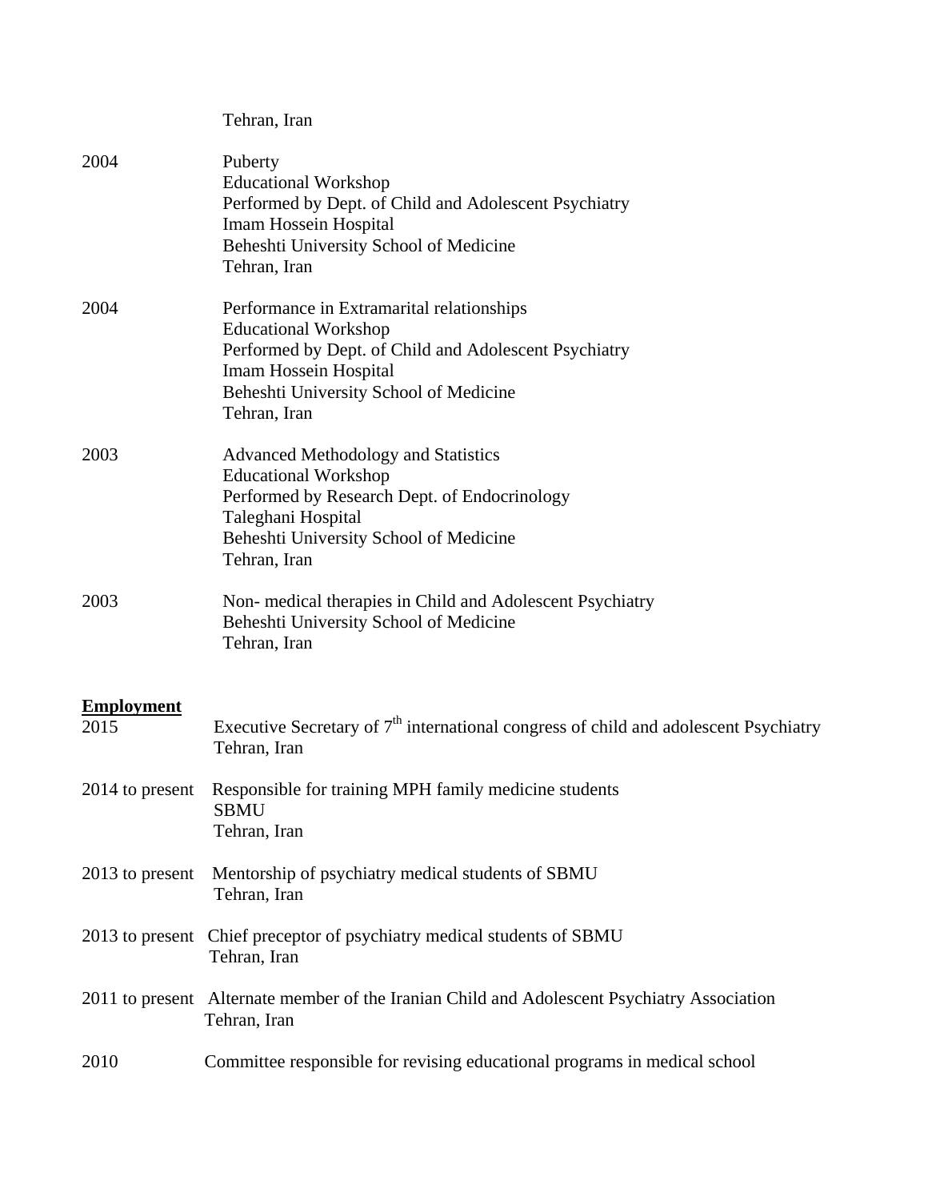Tehran, Iran

2004 Puberty
Educational Workshop
Performed by Dept. of Child and Adolescent Psychiatry
Imam Hossein Hospital
Beheshti University School of Medicine
Tehran, Iran

2004 Performance in Extramarital relationships
Educational Workshop
Performed by Dept. of Child and Adolescent Psychiatry
Imam Hossein Hospital
Beheshti University School of Medicine
Tehran, Iran

2003 Advanced Methodology and Statistics
Educational Workshop
Performed by Research Dept. of Endocrinology
Taleghani Hospital
Beheshti University School of Medicine
Tehran, Iran

2003 Non- medical therapies in Child and Adolescent Psychiatry
Beheshti University School of Medicine
Tehran, Iran

## Employment

2015 Executive Secretary of 7th international congress of child and adolescent Psychiatry
Tehran, Iran

2014 to present Responsible for training MPH family medicine students
SBMU
Tehran, Iran

2013 to present Mentorship of psychiatry medical students of SBMU
Tehran, Iran

2013 to present Chief preceptor of psychiatry medical students of SBMU
Tehran, Iran

2011 to present Alternate member of the Iranian Child and Adolescent Psychiatry Association
Tehran, Iran

2010 Committee responsible for revising educational programs in medical school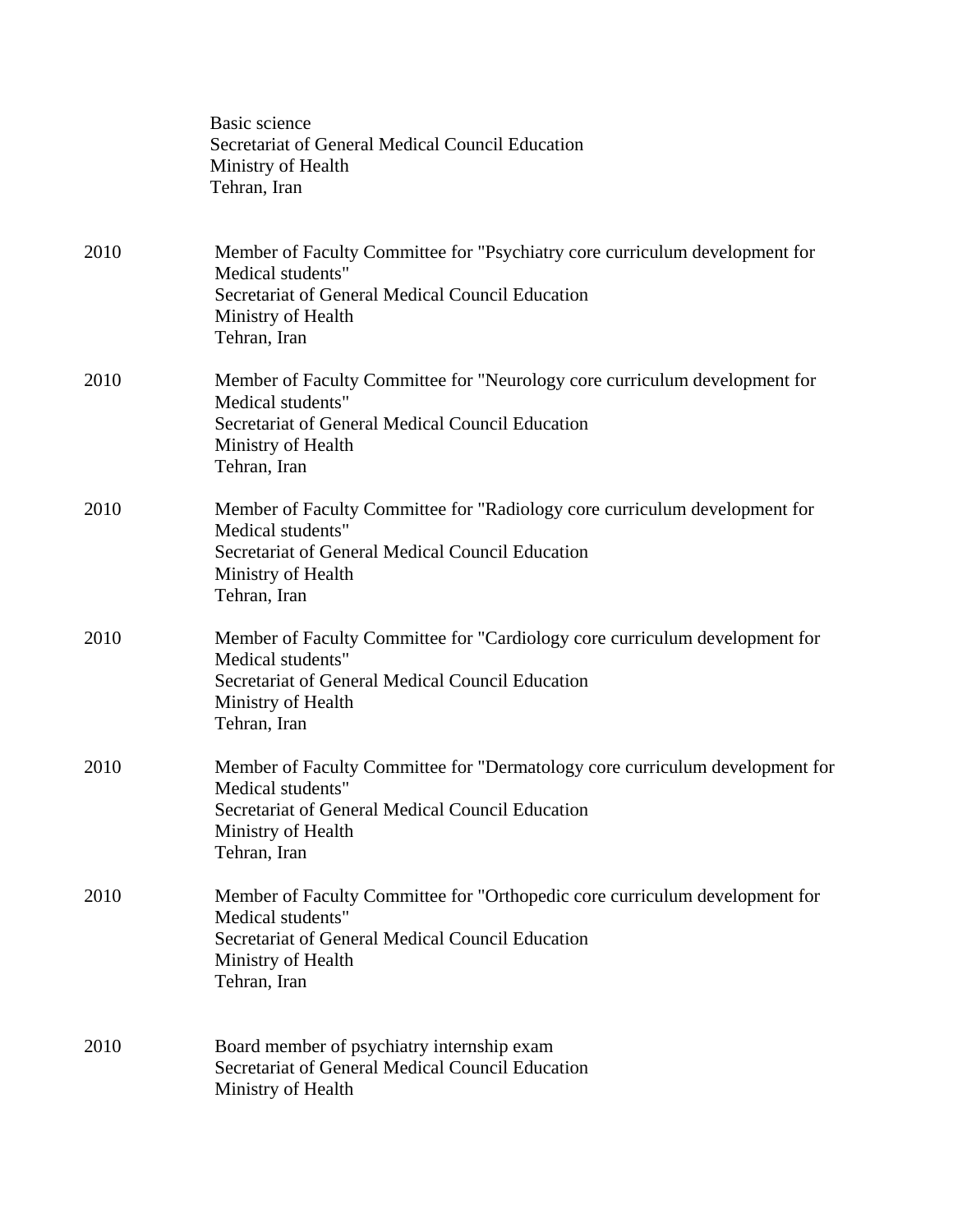Basic science
Secretariat of General Medical Council Education
Ministry of Health
Tehran, Iran

2010 Member of Faculty Committee for "Psychiatry core curriculum development for Medical students"
Secretariat of General Medical Council Education
Ministry of Health
Tehran, Iran

2010 Member of Faculty Committee for "Neurology core curriculum development for Medical students"
Secretariat of General Medical Council Education
Ministry of Health
Tehran, Iran

2010 Member of Faculty Committee for "Radiology core curriculum development for Medical students"
Secretariat of General Medical Council Education
Ministry of Health
Tehran, Iran

2010 Member of Faculty Committee for "Cardiology core curriculum development for Medical students"
Secretariat of General Medical Council Education
Ministry of Health
Tehran, Iran

2010 Member of Faculty Committee for "Dermatology core curriculum development for Medical students"
Secretariat of General Medical Council Education
Ministry of Health
Tehran, Iran

2010 Member of Faculty Committee for "Orthopedic core curriculum development for Medical students"
Secretariat of General Medical Council Education
Ministry of Health
Tehran, Iran

2010 Board member of psychiatry internship exam
Secretariat of General Medical Council Education
Ministry of Health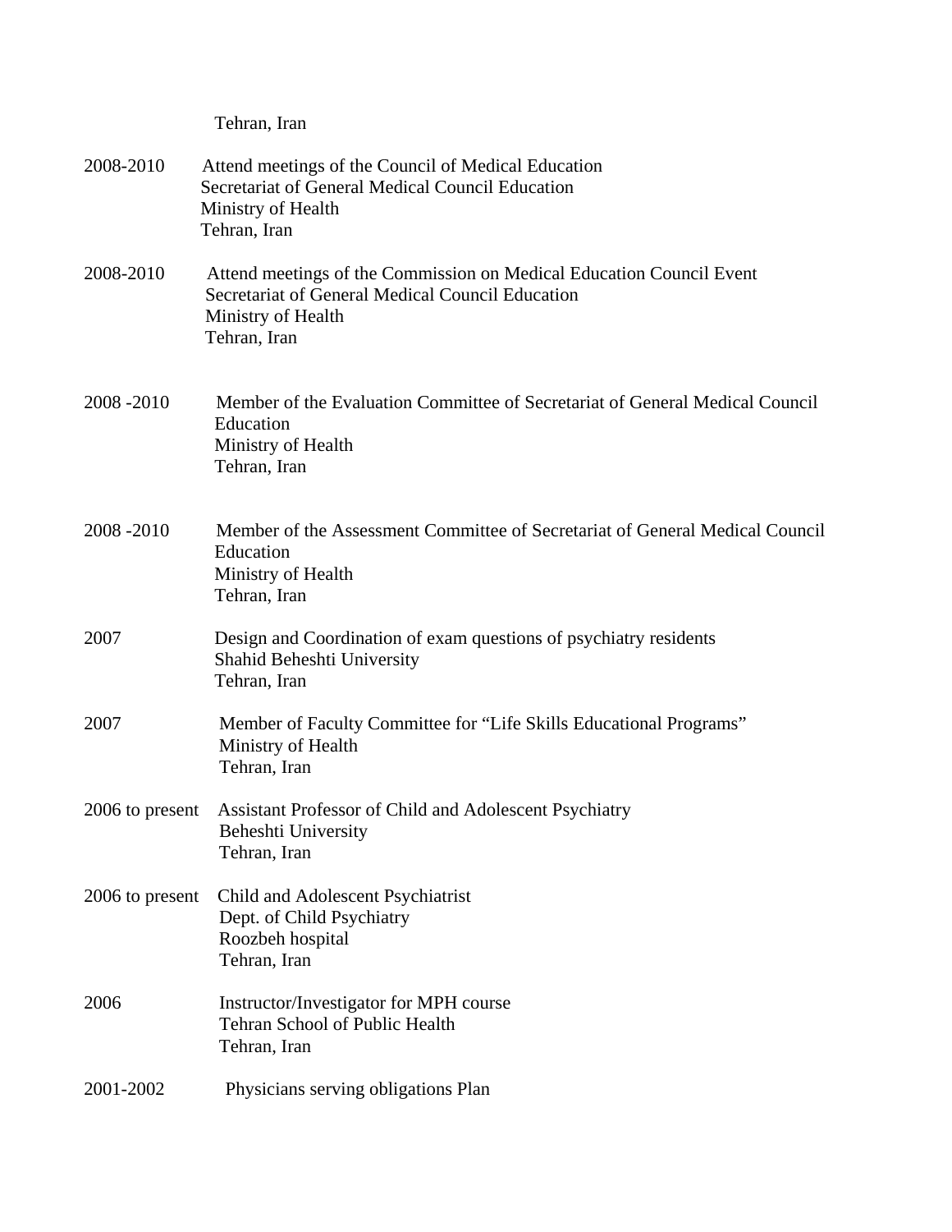Tehran, Iran

2008-2010 Attend meetings of the Council of Medical Education
Secretariat of General Medical Council Education
Ministry of Health
Tehran, Iran

2008-2010 Attend meetings of the Commission on Medical Education Council Event
Secretariat of General Medical Council Education
Ministry of Health
Tehran, Iran

2008 -2010 Member of the Evaluation Committee of Secretariat of General Medical Council Education
Ministry of Health
Tehran, Iran

2008 -2010 Member of the Assessment Committee of Secretariat of General Medical Council Education
Ministry of Health
Tehran, Iran

2007 Design and Coordination of exam questions of psychiatry residents
Shahid Beheshti University
Tehran, Iran

2007 Member of Faculty Committee for "Life Skills Educational Programs"
Ministry of Health
Tehran, Iran

2006 to present Assistant Professor of Child and Adolescent Psychiatry
Beheshti University
Tehran, Iran

2006 to present Child and Adolescent Psychiatrist
Dept. of Child Psychiatry
Roozbeh hospital
Tehran, Iran

2006 Instructor/Investigator for MPH course
Tehran School of Public Health
Tehran, Iran

2001-2002 Physicians serving obligations Plan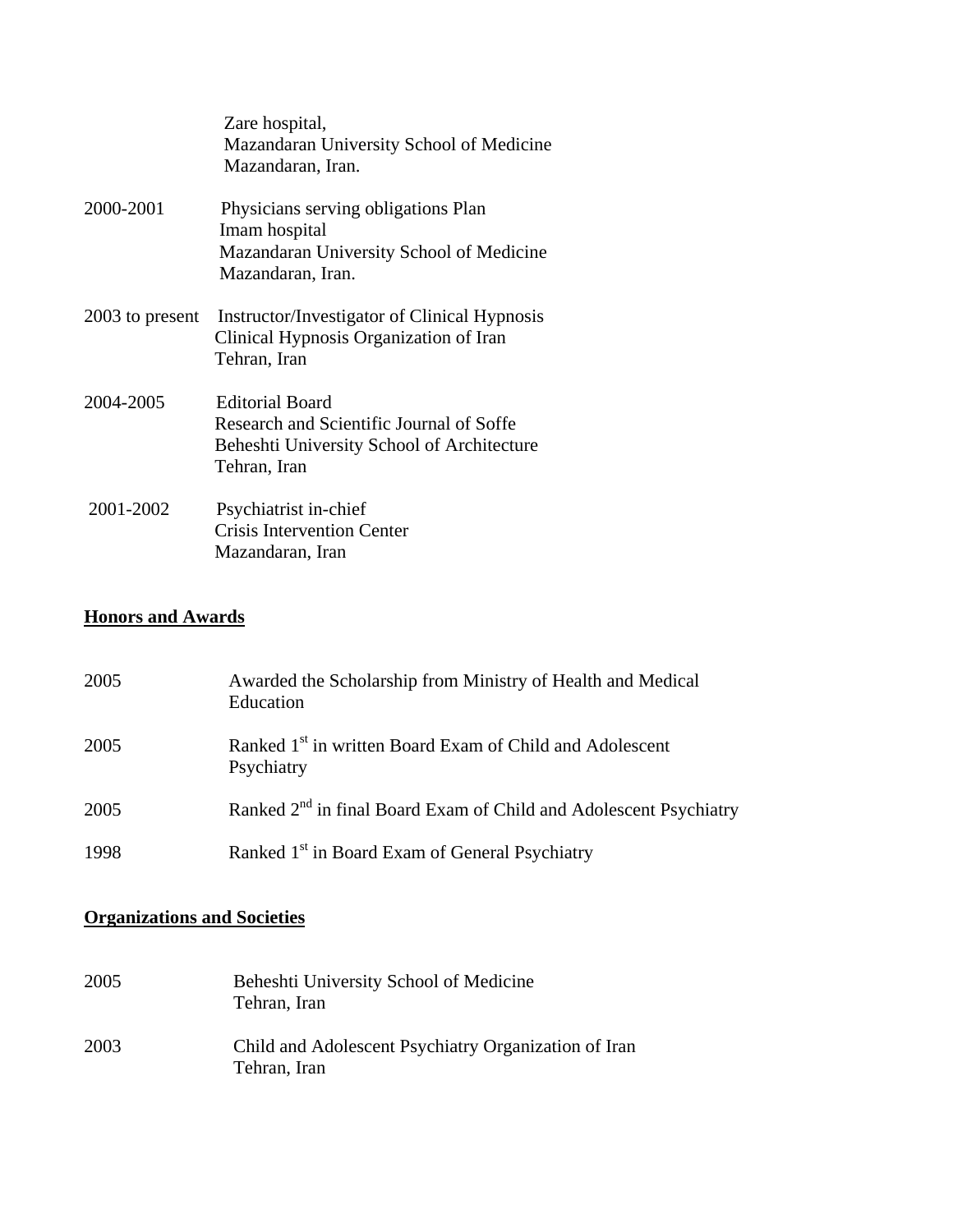Zare hospital,
Mazandaran University School of Medicine
Mazandaran, Iran.

2000-2001 Physicians serving obligations Plan
Imam hospital
Mazandaran University School of Medicine
Mazandaran, Iran.

2003 to present Instructor/Investigator of Clinical Hypnosis
Clinical Hypnosis Organization of Iran
Tehran, Iran

2004-2005 Editorial Board
Research and Scientific Journal of Soffe
Beheshti University School of Architecture
Tehran, Iran

2001-2002 Psychiatrist in-chief
Crisis Intervention Center
Mazandaran, Iran

## Honors and Awards

2005 Awarded the Scholarship from Ministry of Health and Medical Education

2005 Ranked 1st in written Board Exam of Child and Adolescent Psychiatry

2005 Ranked 2nd in final Board Exam of Child and Adolescent Psychiatry

1998 Ranked 1st in Board Exam of General Psychiatry

## Organizations and Societies

2005 Beheshti University School of Medicine
Tehran, Iran

2003 Child and Adolescent Psychiatry Organization of Iran
Tehran, Iran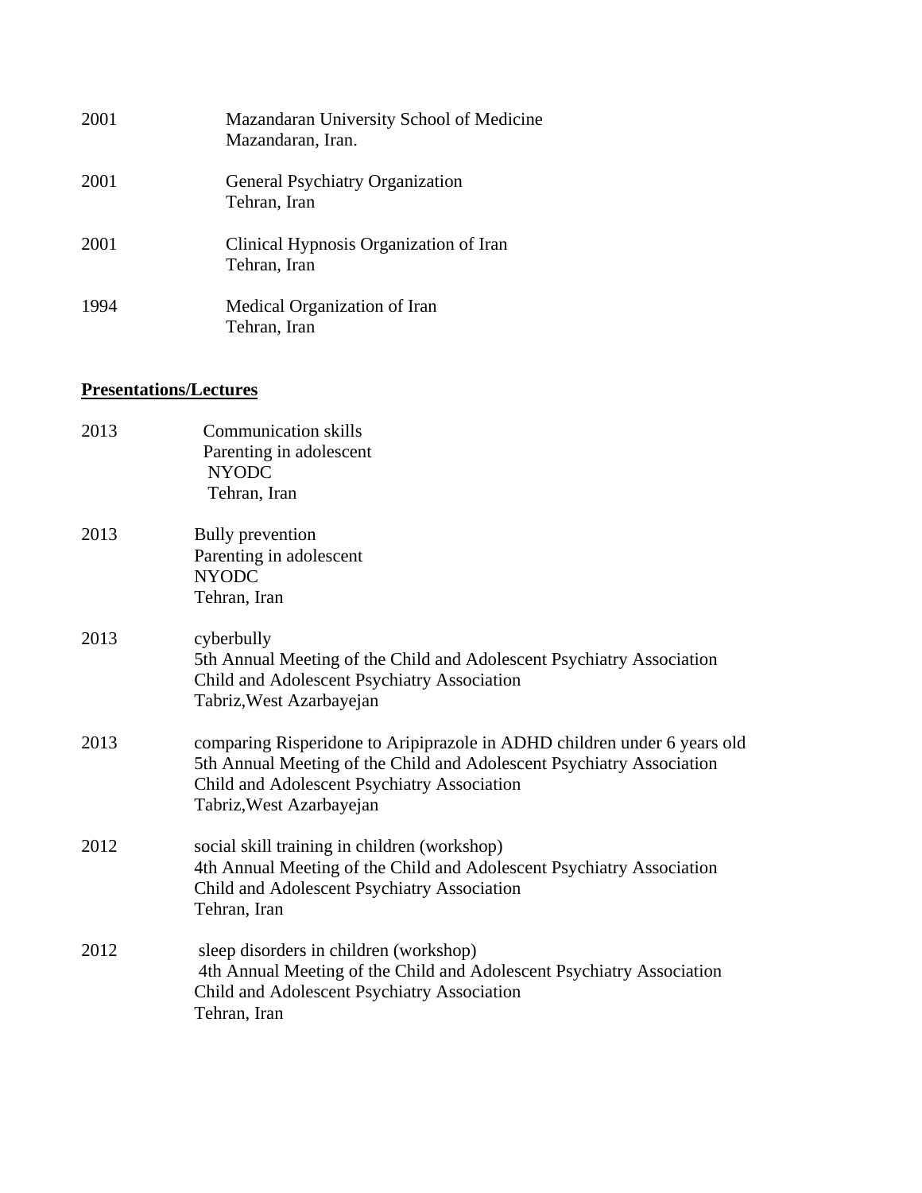2001 Mazandaran University School of Medicine
Mazandaran, Iran.

2001 General Psychiatry Organization
Tehran, Iran

2001 Clinical Hypnosis Organization of Iran
Tehran, Iran

1994 Medical Organization of Iran
Tehran, Iran

**Presentations/Lectures**

2013 Communication skills
Parenting in adolescent
NYODC
Tehran, Iran

2013 Bully prevention
Parenting in adolescent
NYODC
Tehran, Iran

2013 cyberbully
5th Annual Meeting of the Child and Adolescent Psychiatry Association
Child and Adolescent Psychiatry Association
Tabriz,West Azarbayejan

2013 comparing Risperidone to Aripiprazole in ADHD children under 6 years old
5th Annual Meeting of the Child and Adolescent Psychiatry Association
Child and Adolescent Psychiatry Association
Tabriz,West Azarbayejan

2012 social skill training in children (workshop)
4th Annual Meeting of the Child and Adolescent Psychiatry Association
Child and Adolescent Psychiatry Association
Tehran, Iran

2012 sleep disorders in children (workshop)
4th Annual Meeting of the Child and Adolescent Psychiatry Association
Child and Adolescent Psychiatry Association
Tehran, Iran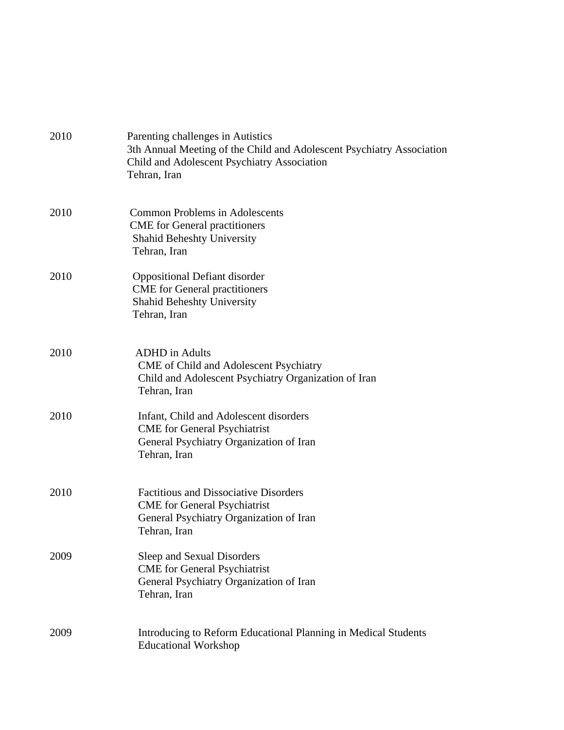2010 Parenting challenges in Autistics
3th Annual Meeting of the Child and Adolescent Psychiatry Association
Child and Adolescent Psychiatry Association
Tehran, Iran

2010 Common Problems in Adolescents
CME for General practitioners
Shahid Beheshty University
Tehran, Iran

2010 Oppositional Defiant disorder
CME for General practitioners
Shahid Beheshty University
Tehran, Iran

2010 ADHD in Adults
CME of Child and Adolescent Psychiatry
Child and Adolescent Psychiatry Organization of Iran
Tehran, Iran

2010 Infant, Child and Adolescent disorders
CME for General Psychiatrist
General Psychiatry Organization of Iran
Tehran, Iran

2010 Factitious and Dissociative Disorders
CME for General Psychiatrist
General Psychiatry Organization of Iran
Tehran, Iran

2009 Sleep and Sexual Disorders
CME for General Psychiatrist
General Psychiatry Organization of Iran
Tehran, Iran

2009 Introducing to Reform Educational Planning in Medical Students
Educational Workshop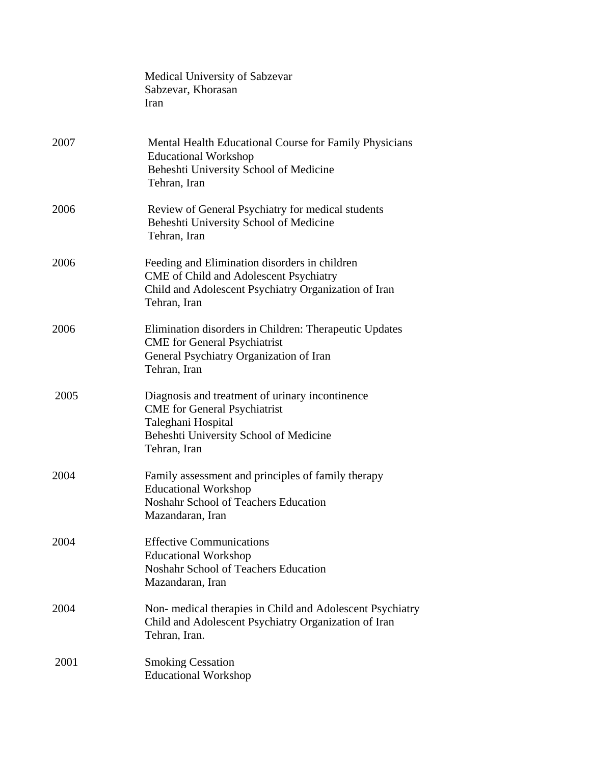Medical University of Sabzevar
Sabzevar, Khorasan
Iran

2007 Mental Health Educational Course for Family Physicians
Educational Workshop
Beheshti University School of Medicine
Tehran, Iran

2006 Review of General Psychiatry for medical students
Beheshti University School of Medicine
Tehran, Iran

2006 Feeding and Elimination disorders in children
CME of Child and Adolescent Psychiatry
Child and Adolescent Psychiatry Organization of Iran
Tehran, Iran

2006 Elimination disorders in Children: Therapeutic Updates
CME for General Psychiatrist
General Psychiatry Organization of Iran
Tehran, Iran

2005 Diagnosis and treatment of urinary incontinence
CME for General Psychiatrist
Taleghani Hospital
Beheshti University School of Medicine
Tehran, Iran

2004 Family assessment and principles of family therapy
Educational Workshop
Noshahr School of Teachers Education
Mazandaran, Iran

2004 Effective Communications
Educational Workshop
Noshahr School of Teachers Education
Mazandaran, Iran

2004 Non- medical therapies in Child and Adolescent Psychiatry
Child and Adolescent Psychiatry Organization of Iran
Tehran, Iran.

2001 Smoking Cessation
Educational Workshop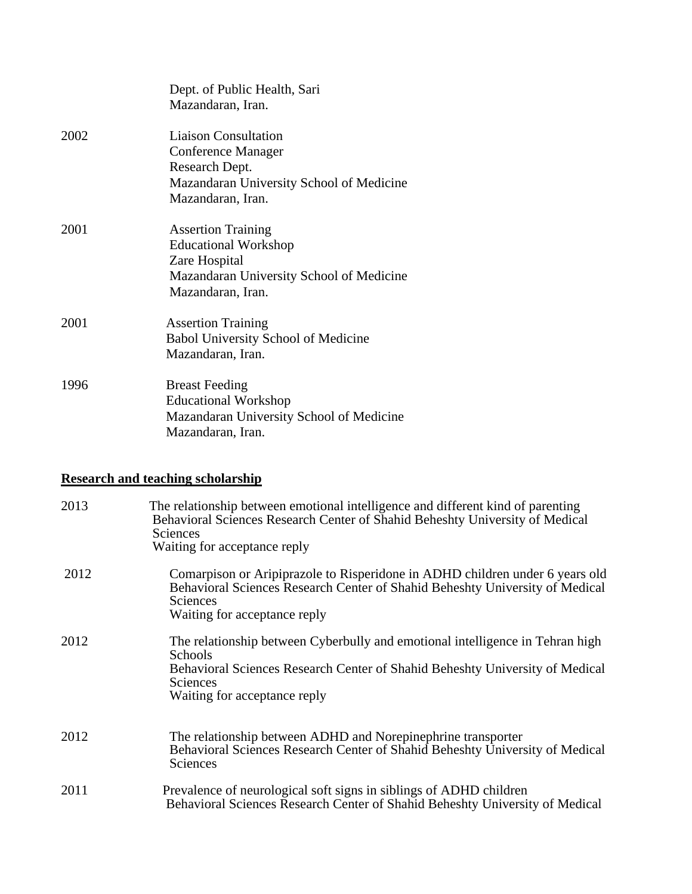Dept. of Public Health, Sari
Mazandaran, Iran.

2002 Liaison Consultation
Conference Manager
Research Dept.
Mazandaran University School of Medicine
Mazandaran, Iran.

2001 Assertion Training
Educational Workshop
Zare Hospital
Mazandaran University School of Medicine
Mazandaran, Iran.

2001 Assertion Training
Babol University School of Medicine
Mazandaran, Iran.

1996 Breast Feeding
Educational Workshop
Mazandaran University School of Medicine
Mazandaran, Iran.

**Research and teaching scholarship**

2013 The relationship between emotional intelligence and different kind of parenting
Behavioral Sciences Research Center of Shahid Beheshty University of Medical Sciences
Waiting for acceptance reply

2012 Comarpison or Aripiprazole to Risperidone in ADHD children under 6 years old
Behavioral Sciences Research Center of Shahid Beheshty University of Medical Sciences
Waiting for acceptance reply

2012 The relationship between Cyberbully and emotional intelligence in Tehran high Schools
Behavioral Sciences Research Center of Shahid Beheshty University of Medical Sciences
Waiting for acceptance reply

2012 The relationship between ADHD and Norepinephrine transporter
Behavioral Sciences Research Center of Shahid Beheshty University of Medical Sciences

2011 Prevalence of neurological soft signs in siblings of ADHD children
Behavioral Sciences Research Center of Shahid Beheshty University of Medical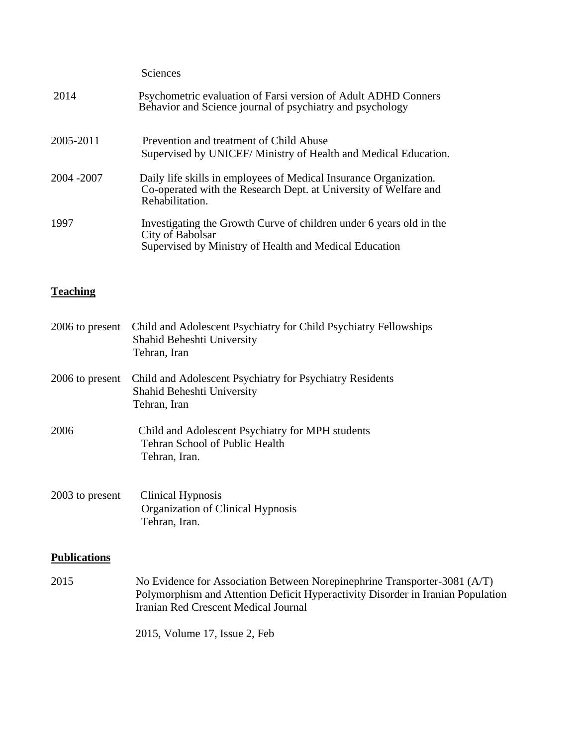Sciences

2014 Psychometric evaluation of Farsi version of Adult ADHD Conners Behavior and Science journal of psychiatry and psychology

2005-2011 Prevention and treatment of Child Abuse
Supervised by UNICEF/ Ministry of Health and Medical Education.

2004 -2007 Daily life skills in employees of Medical Insurance Organization.
Co-operated with the Research Dept. at University of Welfare and Rehabilitation.

1997 Investigating the Growth Curve of children under 6 years old in the City of Babolsar
Supervised by Ministry of Health and Medical Education

## **Teaching**

2006 to present Child and Adolescent Psychiatry for Child Psychiatry Fellowships
Shahid Beheshti University
Tehran, Iran

2006 to present Child and Adolescent Psychiatry for Psychiatry Residents
Shahid Beheshti University
Tehran, Iran

2006 Child and Adolescent Psychiatry for MPH students
Tehran School of Public Health
Tehran, Iran.

2003 to present Clinical Hypnosis
Organization of Clinical Hypnosis
Tehran, Iran.

## **Publications**

2015 No Evidence for Association Between Norepinephrine Transporter-3081 (A/T) Polymorphism and Attention Deficit Hyperactivity Disorder in Iranian Population
Iranian Red Crescent Medical Journal

2015, Volume 17, Issue 2, Feb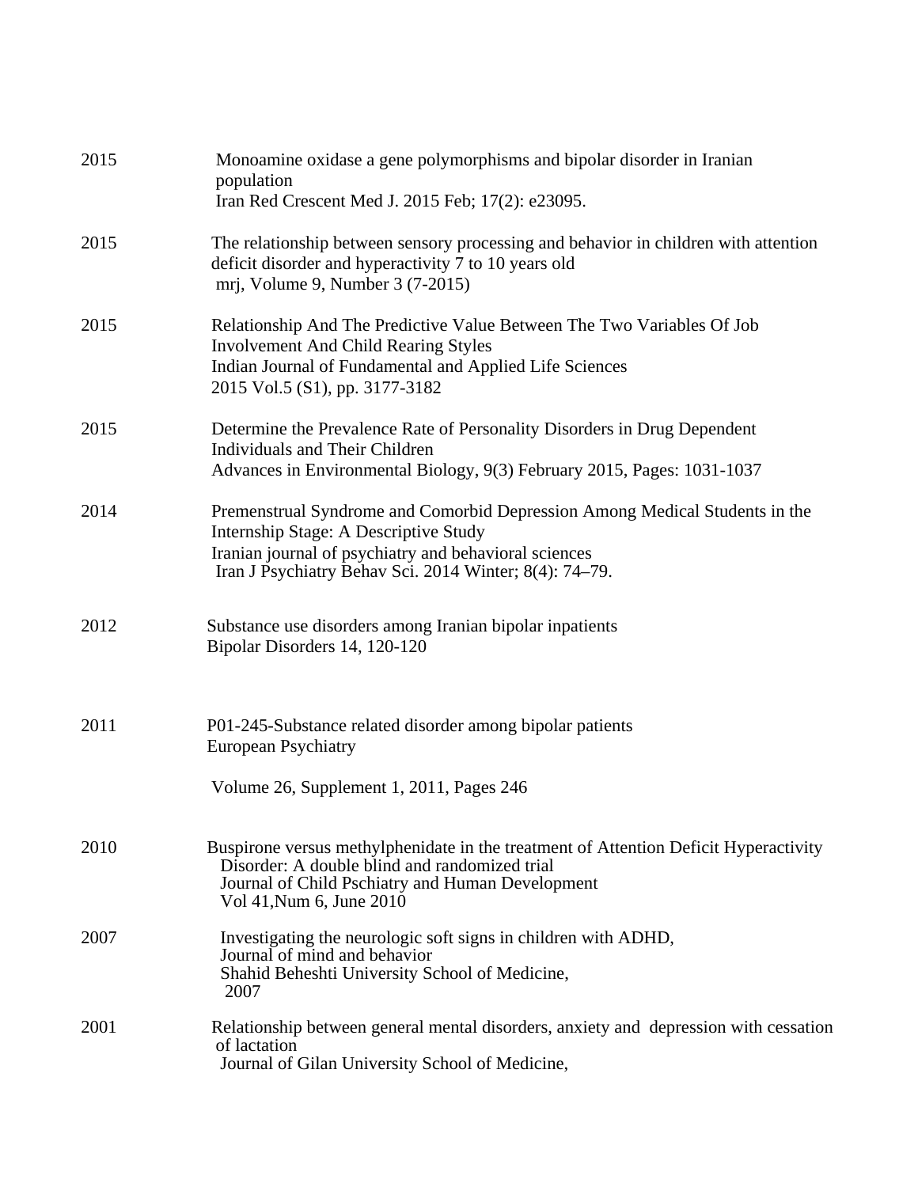| | |
|---|---|
| 2015 | Monoamine oxidase a gene polymorphisms and bipolar disorder in Iranian population<br>Iran Red Crescent Med J. 2015 Feb; 17(2): e23095. |
| 2015 | The relationship between sensory processing and behavior in children with attention deficit disorder and hyperactivity 7 to 10 years old<br>mrj, Volume 9, Number 3 (7-2015) |
| 2015 | Relationship And The Predictive Value Between The Two Variables Of Job Involvement And Child Rearing Styles<br>Indian Journal of Fundamental and Applied Life Sciences<br>2015 Vol.5 (S1), pp. 3177-3182 |
| 2015 | Determine the Prevalence Rate of Personality Disorders in Drug Dependent Individuals and Their Children<br>Advances in Environmental Biology, 9(3) February 2015, Pages: 1031-1037 |
| 2014 | Premenstrual Syndrome and Comorbid Depression Among Medical Students in the Internship Stage: A Descriptive Study<br>Iranian journal of psychiatry and behavioral sciences<br>Iran J Psychiatry Behav Sci. 2014 Winter; 8(4): 74–79. |
| 2012 | Substance use disorders among Iranian bipolar inpatients<br>Bipolar Disorders 14, 120-120 |
| 2011 | P01-245-Substance related disorder among bipolar patients<br>European Psychiatry<br>Volume 26, Supplement 1, 2011, Pages 246 |
| 2010 | Buspirone versus methylphenidate in the treatment of Attention Deficit Hyperactivity Disorder: A double blind and randomized trial<br>Journal of Child Pschiatry and Human Development<br>Vol 41,Num 6, June 2010 |
| 2007 | Investigating the neurologic soft signs in children with ADHD,<br>Journal of mind and behavior<br>Shahid Beheshti University School of Medicine,<br>2007 |
| 2001 | Relationship between general mental disorders, anxiety and depression with cessation of lactation<br>Journal of Gilan University School of Medicine, |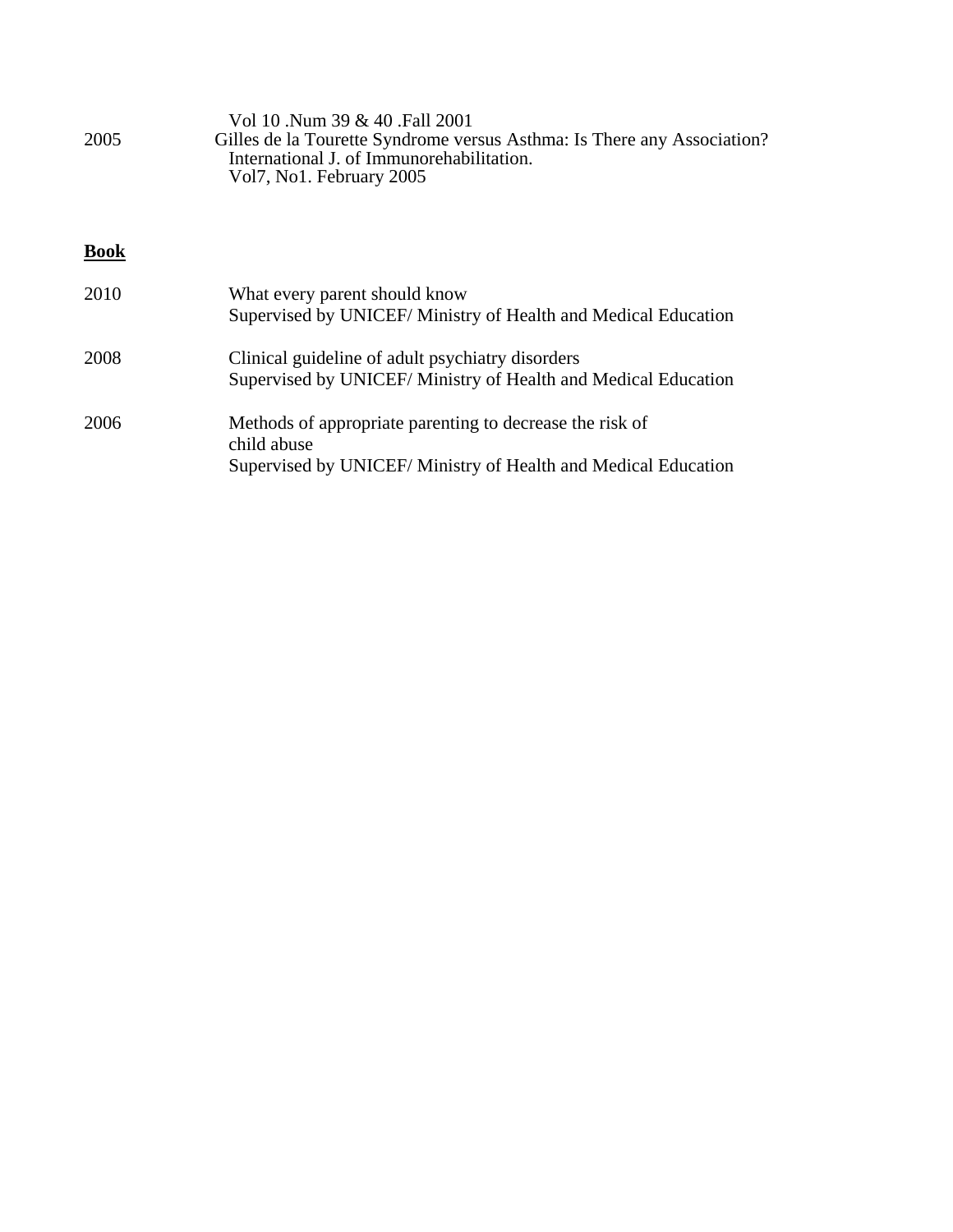Vol 10 .Num 39 & 40 .Fall 2001

2005 Gilles de la Tourette Syndrome versus Asthma: Is There any Association?
International J. of Immunorehabilitation.
Vol7, No1. February 2005

**Book**

2010 What every parent should know
Supervised by UNICEF/ Ministry of Health and Medical Education

2008 Clinical guideline of adult psychiatry disorders
Supervised by UNICEF/ Ministry of Health and Medical Education

2006 Methods of appropriate parenting to decrease the risk of child abuse
Supervised by UNICEF/ Ministry of Health and Medical Education